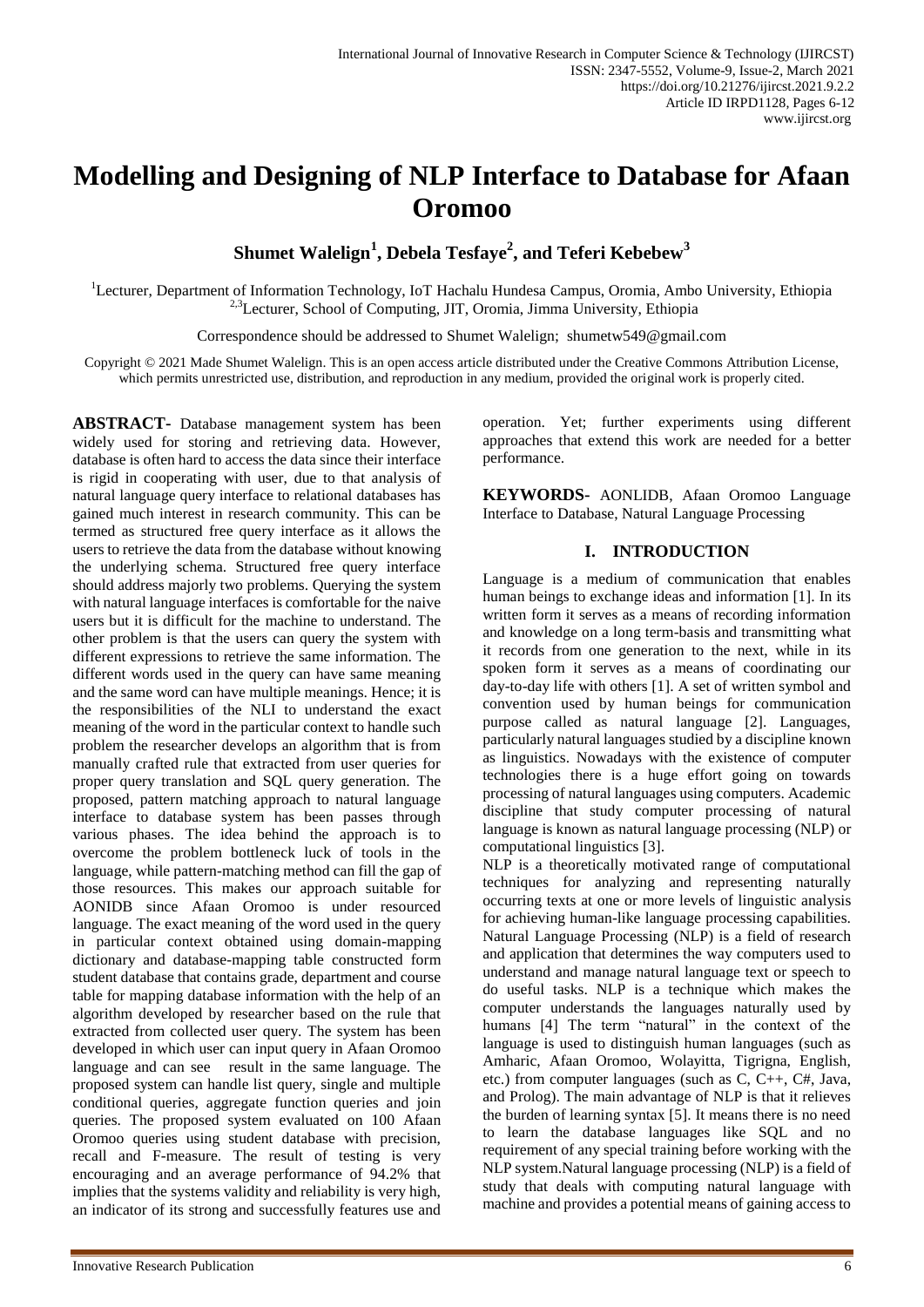# Modelling and Designing of NLP Interface to Database for Afaan Oromoo

**Shumet Walelign[1], Debela Tesfaye[2], and Teferi Kebebew[3]**

[1]Lecturer, Department of Information Technology, IoT Hachalu Hundesa Campus, Oromia, Ambo University, Ethiopia
[2,3]Lecturer, School of Computing, JIT, Oromia, Jimma University, Ethiopia

Correspondence should be addressed to Shumet Walelign; shumetw549@gmail.com

Copyright © 2021 Made Shumet Walelign. This is an open access article distributed under the Creative Commons Attribution License, which permits unrestricted use, distribution, and reproduction in any medium, provided the original work is properly cited.

**ABSTRACT-** Database management system has been widely used for storing and retrieving data. However, database is often hard to access the data since their interface is rigid in cooperating with user, due to that analysis of natural language query interface to relational databases has gained much interest in research community. This can be termed as structured free query interface as it allows the users to retrieve the data from the database without knowing the underlying schema. Structured free query interface should address majorly two problems. Querying the system with natural language interfaces is comfortable for the naive users but it is difficult for the machine to understand. The other problem is that the users can query the system with different expressions to retrieve the same information. The different words used in the query can have same meaning and the same word can have multiple meanings. Hence; it is the responsibilities of the NLI to understand the exact meaning of the word in the particular context to handle such problem the researcher develops an algorithm that is from manually crafted rule that extracted from user queries for proper query translation and SQL query generation. The proposed, pattern matching approach to natural language interface to database system has been passes through various phases. The idea behind the approach is to overcome the problem bottleneck luck of tools in the language, while pattern-matching method can fill the gap of those resources. This makes our approach suitable for AONIDB since Afaan Oromoo is under resourced language. The exact meaning of the word used in the query in particular context obtained using domain-mapping dictionary and database-mapping table constructed form student database that contains grade, department and course table for mapping database information with the help of an algorithm developed by researcher based on the rule that extracted from collected user query. The system has been developed in which user can input query in Afaan Oromoo language and can see result in the same language. The proposed system can handle list query, single and multiple conditional queries, aggregate function queries and join queries. The proposed system evaluated on 100 Afaan Oromoo queries using student database with precision, recall and F-measure. The result of testing is very encouraging and an average performance of 94.2% that implies that the systems validity and reliability is very high, an indicator of its strong and successfully features use and operation. Yet; further experiments using different approaches that extend this work are needed for a better performance.

**KEYWORDS-** AONLIDB, Afaan Oromoo Language Interface to Database, Natural Language Processing

## I. INTRODUCTION

Language is a medium of communication that enables human beings to exchange ideas and information [1]. In its written form it serves as a means of recording information and knowledge on a long term-basis and transmitting what it records from one generation to the next, while in its spoken form it serves as a means of coordinating our day-to-day life with others [1]. A set of written symbol and convention used by human beings for communication purpose called as natural language [2]. Languages, particularly natural languages studied by a discipline known as linguistics. Nowadays with the existence of computer technologies there is a huge effort going on towards processing of natural languages using computers. Academic discipline that study computer processing of natural language is known as natural language processing (NLP) or computational linguistics [3].

NLP is a theoretically motivated range of computational techniques for analyzing and representing naturally occurring texts at one or more levels of linguistic analysis for achieving human-like language processing capabilities. Natural Language Processing (NLP) is a field of research and application that determines the way computers used to understand and manage natural language text or speech to do useful tasks. NLP is a technique which makes the computer understands the languages naturally used by humans [4] The term "natural" in the context of the language is used to distinguish human languages (such as Amharic, Afaan Oromoo, Wolayitta, Tigrigna, English, etc.) from computer languages (such as C, C++, C#, Java, and Prolog). The main advantage of NLP is that it relieves the burden of learning syntax [5]. It means there is no need to learn the database languages like SQL and no requirement of any special training before working with the NLP system.Natural language processing (NLP) is a field of study that deals with computing natural language with machine and provides a potential means of gaining access to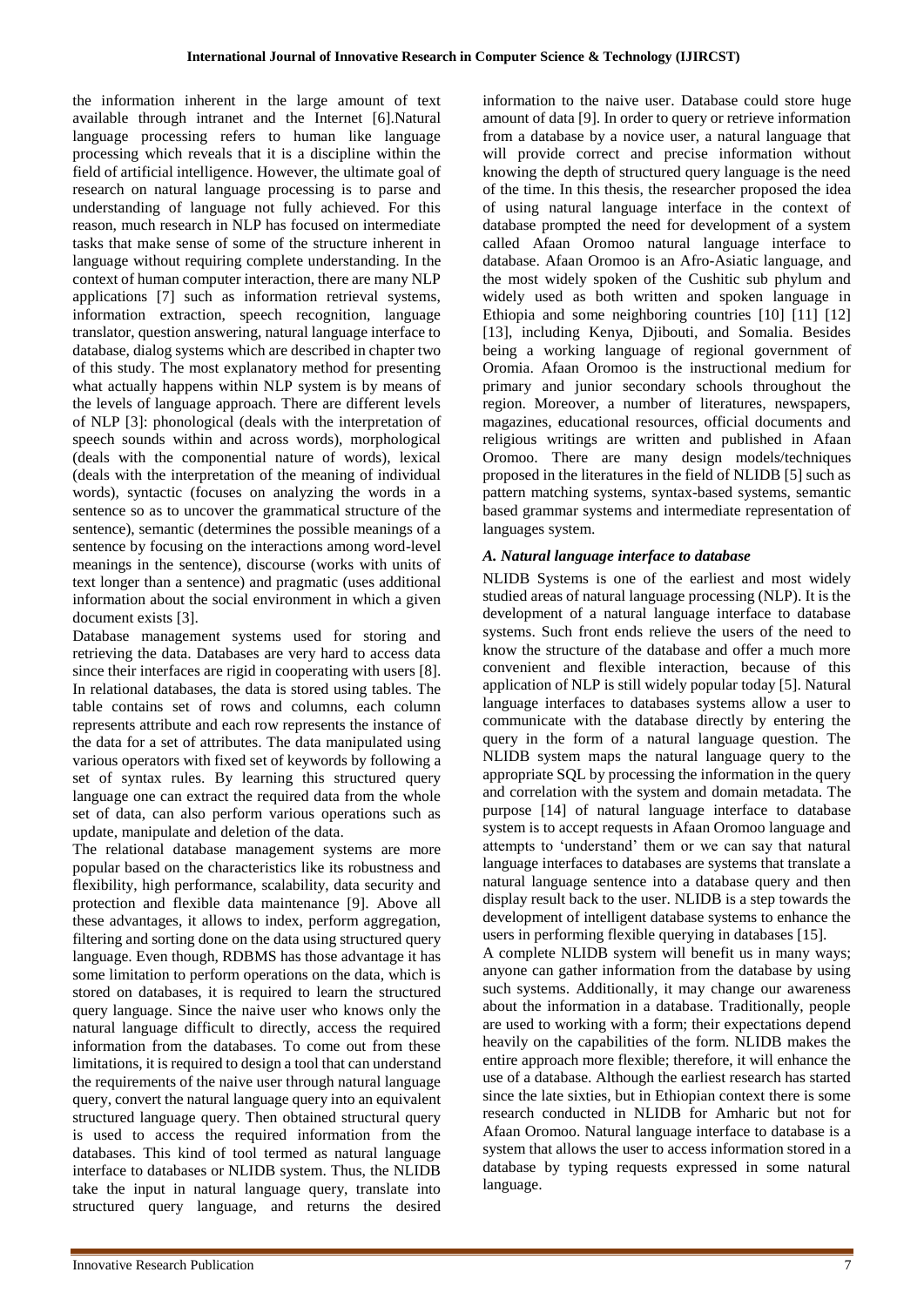the information inherent in the large amount of text available through intranet and the Internet [6].Natural language processing refers to human like language processing which reveals that it is a discipline within the field of artificial intelligence. However, the ultimate goal of research on natural language processing is to parse and understanding of language not fully achieved. For this reason, much research in NLP has focused on intermediate tasks that make sense of some of the structure inherent in language without requiring complete understanding. In the context of human computer interaction, there are many NLP applications [7] such as information retrieval systems, information extraction, speech recognition, language translator, question answering, natural language interface to database, dialog systems which are described in chapter two of this study. The most explanatory method for presenting what actually happens within NLP system is by means of the levels of language approach. There are different levels of NLP [3]: phonological (deals with the interpretation of speech sounds within and across words), morphological (deals with the componential nature of words), lexical (deals with the interpretation of the meaning of individual words), syntactic (focuses on analyzing the words in a sentence so as to uncover the grammatical structure of the sentence), semantic (determines the possible meanings of a sentence by focusing on the interactions among word-level meanings in the sentence), discourse (works with units of text longer than a sentence) and pragmatic (uses additional information about the social environment in which a given document exists [3].

Database management systems used for storing and retrieving the data. Databases are very hard to access data since their interfaces are rigid in cooperating with users [8]. In relational databases, the data is stored using tables. The table contains set of rows and columns, each column represents attribute and each row represents the instance of the data for a set of attributes. The data manipulated using various operators with fixed set of keywords by following a set of syntax rules. By learning this structured query language one can extract the required data from the whole set of data, can also perform various operations such as update, manipulate and deletion of the data.

The relational database management systems are more popular based on the characteristics like its robustness and flexibility, high performance, scalability, data security and protection and flexible data maintenance [9]. Above all these advantages, it allows to index, perform aggregation, filtering and sorting done on the data using structured query language. Even though, RDBMS has those advantage it has some limitation to perform operations on the data, which is stored on databases, it is required to learn the structured query language. Since the naive user who knows only the natural language difficult to directly, access the required information from the databases. To come out from these limitations, it is required to design a tool that can understand the requirements of the naive user through natural language query, convert the natural language query into an equivalent structured language query. Then obtained structural query is used to access the required information from the databases. This kind of tool termed as natural language interface to databases or NLIDB system. Thus, the NLIDB take the input in natural language query, translate into structured query language, and returns the desired information to the naive user. Database could store huge amount of data [9]. In order to query or retrieve information from a database by a novice user, a natural language that will provide correct and precise information without knowing the depth of structured query language is the need of the time. In this thesis, the researcher proposed the idea of using natural language interface in the context of database prompted the need for development of a system called Afaan Oromoo natural language interface to database. Afaan Oromoo is an Afro-Asiatic language, and the most widely spoken of the Cushitic sub phylum and widely used as both written and spoken language in Ethiopia and some neighboring countries [10] [11] [12] [13], including Kenya, Djibouti, and Somalia. Besides being a working language of regional government of Oromia. Afaan Oromoo is the instructional medium for primary and junior secondary schools throughout the region. Moreover, a number of literatures, newspapers, magazines, educational resources, official documents and religious writings are written and published in Afaan Oromoo. There are many design models/techniques proposed in the literatures in the field of NLIDB [5] such as pattern matching systems, syntax-based systems, semantic based grammar systems and intermediate representation of languages system.

### *A. Natural language interface to database*

NLIDB Systems is one of the earliest and most widely studied areas of natural language processing (NLP). It is the development of a natural language interface to database systems. Such front ends relieve the users of the need to know the structure of the database and offer a much more convenient and flexible interaction, because of this application of NLP is still widely popular today [5]. Natural language interfaces to databases systems allow a user to communicate with the database directly by entering the query in the form of a natural language question. The NLIDB system maps the natural language query to the appropriate SQL by processing the information in the query and correlation with the system and domain metadata. The purpose [14] of natural language interface to database system is to accept requests in Afaan Oromoo language and attempts to 'understand' them or we can say that natural language interfaces to databases are systems that translate a natural language sentence into a database query and then display result back to the user. NLIDB is a step towards the development of intelligent database systems to enhance the users in performing flexible querying in databases [15].

A complete NLIDB system will benefit us in many ways; anyone can gather information from the database by using such systems. Additionally, it may change our awareness about the information in a database. Traditionally, people are used to working with a form; their expectations depend heavily on the capabilities of the form. NLIDB makes the entire approach more flexible; therefore, it will enhance the use of a database. Although the earliest research has started since the late sixties, but in Ethiopian context there is some research conducted in NLIDB for Amharic but not for Afaan Oromoo. Natural language interface to database is a system that allows the user to access information stored in a database by typing requests expressed in some natural language.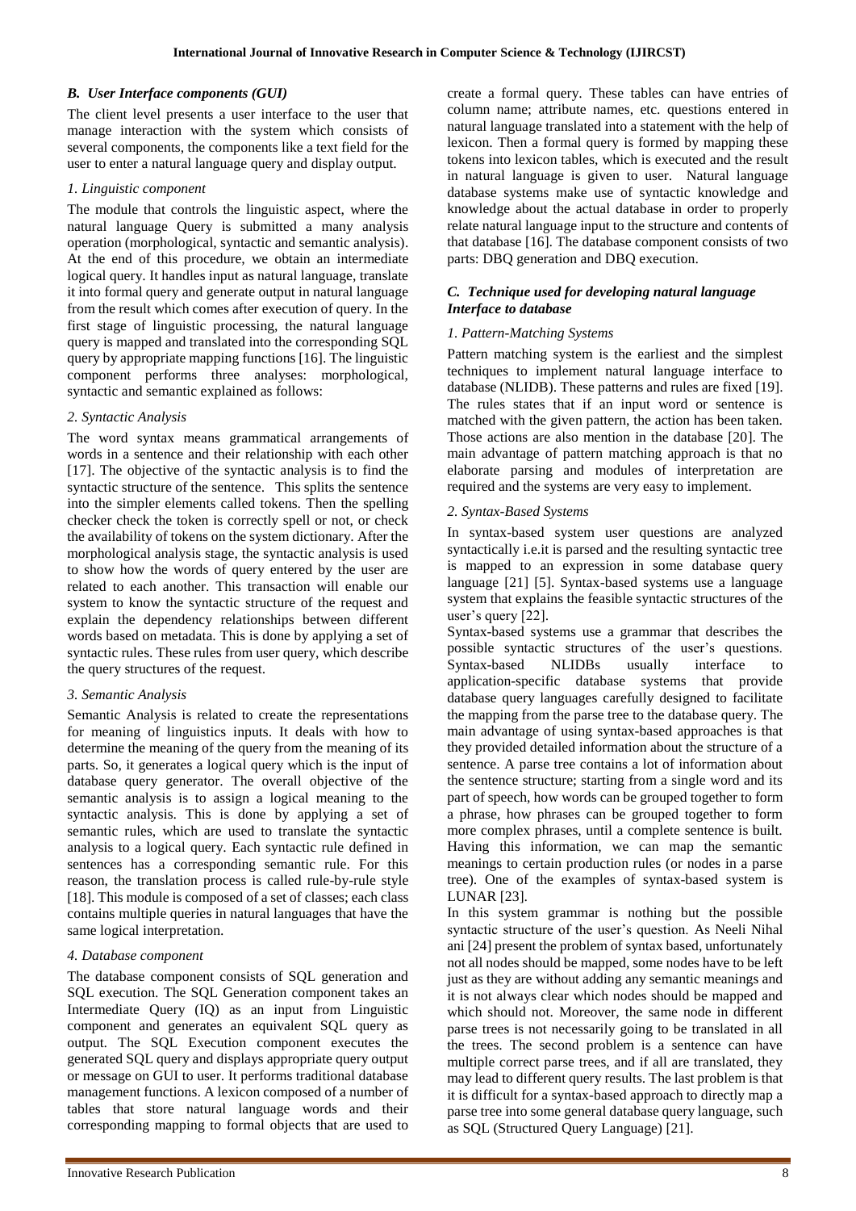### *B. User Interface components (GUI)*

The client level presents a user interface to the user that manage interaction with the system which consists of several components, the components like a text field for the user to enter a natural language query and display output.

#### *1. Linguistic component*

The module that controls the linguistic aspect, where the natural language Query is submitted a many analysis operation (morphological, syntactic and semantic analysis). At the end of this procedure, we obtain an intermediate logical query. It handles input as natural language, translate it into formal query and generate output in natural language from the result which comes after execution of query. In the first stage of linguistic processing, the natural language query is mapped and translated into the corresponding SQL query by appropriate mapping functions [16]. The linguistic component performs three analyses: morphological, syntactic and semantic explained as follows:

#### *2. Syntactic Analysis*

The word syntax means grammatical arrangements of words in a sentence and their relationship with each other [17]. The objective of the syntactic analysis is to find the syntactic structure of the sentence. This splits the sentence into the simpler elements called tokens. Then the spelling checker check the token is correctly spell or not, or check the availability of tokens on the system dictionary. After the morphological analysis stage, the syntactic analysis is used to show how the words of query entered by the user are related to each anothert. This transaction will enable our system to know the syntactic structure of the request and explain the dependency relationships between different words based on metadata. This is done by applying a set of syntactic rules. These rules from user query, which describe the query structures of the request.

#### *3. Semantic Analysis*

Semantic Analysis is related to create the representations for meaning of linguistics inputs. It deals with how to determine the meaning of the query from the meaning of its parts. So, it generates a logical query which is the input of database query generator. The overall objective of the semantic analysis is to assign a logical meaning to the syntactic analysis. This is done by applying a set of semantic rules, which are used to translate the syntactic analysis to a logical query. Each syntactic rule defined in sentences has a corresponding semantic rule. For this reason, the translation process is called rule-by-rule style [18]. This module is composed of a set of classes; each class contains multiple queries in natural languages that have the same logical interpretation.

#### *4. Database component*

The database component consists of SQL generation and SQL execution. The SQL Generation component takes an Intermediate Query (IQ) as an input from Linguistic component and generates an equivalent SQL query as output. The SQL Execution component executes the generated SQL query and displays appropriate query output or message on GUI to user. It performs traditional database management functions. A lexicon composed of a number of tables that store natural language words and their corresponding mapping to formal objects that are used to create a formal query. These tables can have entries of column name; attribute names, etc. questions entered in natural language translated into a statement with the help of lexicon. Then a formal query is formed by mapping these tokens into lexicon tables, which is executed and the result in natural language is given to user. Natural language database systems make use of syntactic knowledge and knowledge about the actual database in order to properly relate natural language input to the structure and contents of that database [16]. The database component consists of two parts: DBQ generation and DBQ execution.

### *C. Technique used for developing natural language Interface to database*

#### *1. Pattern-Matching Systems*

Pattern matching system is the earliest and the simplest techniques to implement natural language interface to database (NLIDB). These patterns and rules are fixed [19]. The rules states that if an input word or sentence is matched with the given pattern, the action has been taken. Those actions are also mention in the database [20]. The main advantage of pattern matching approach is that no elaborate parsing and modules of interpretation are required and the systems are very easy to implement.

#### *2. Syntax-Based Systems*

In syntax-based system user questions are analyzed syntactically i.e.it is parsed and the resulting syntactic tree is mapped to an expression in some database query language [21] [5]. Syntax-based systems use a language system that explains the feasible syntactic structures of the user's query [22].

Syntax-based systems use a grammar that describes the possible syntactic structures of the user's questions. Syntax-based NLIDBs usually interface to application-specific database systems that provide database query languages carefully designed to facilitate the mapping from the parse tree to the database query. The main advantage of using syntax-based approaches is that they provided detailed information about the structure of a sentence. A parse tree contains a lot of information about the sentence structure; starting from a single word and its part of speech, how words can be grouped together to form a phrase, how phrases can be grouped together to form more complex phrases, until a complete sentence is built. Having this information, we can map the semantic meanings to certain production rules (or nodes in a parse tree). One of the examples of syntax-based system is LUNAR [23].

In this system grammar is nothing but the possible syntactic structure of the user's question. As Neeli Nihal ani [24] present the problem of syntax based, unfortunately not all nodes should be mapped, some nodes have to be left just as they are without adding any semantic meanings and it is not always clear which nodes should be mapped and which should not. Moreover, the same node in different parse trees is not necessarily going to be translated in all the trees. The second problem is a sentence can have multiple correct parse trees, and if all are translated, they may lead to different query results. The last problem is that it is difficult for a syntax-based approach to directly map a parse tree into some general database query language, such as SQL (Structured Query Language) [21].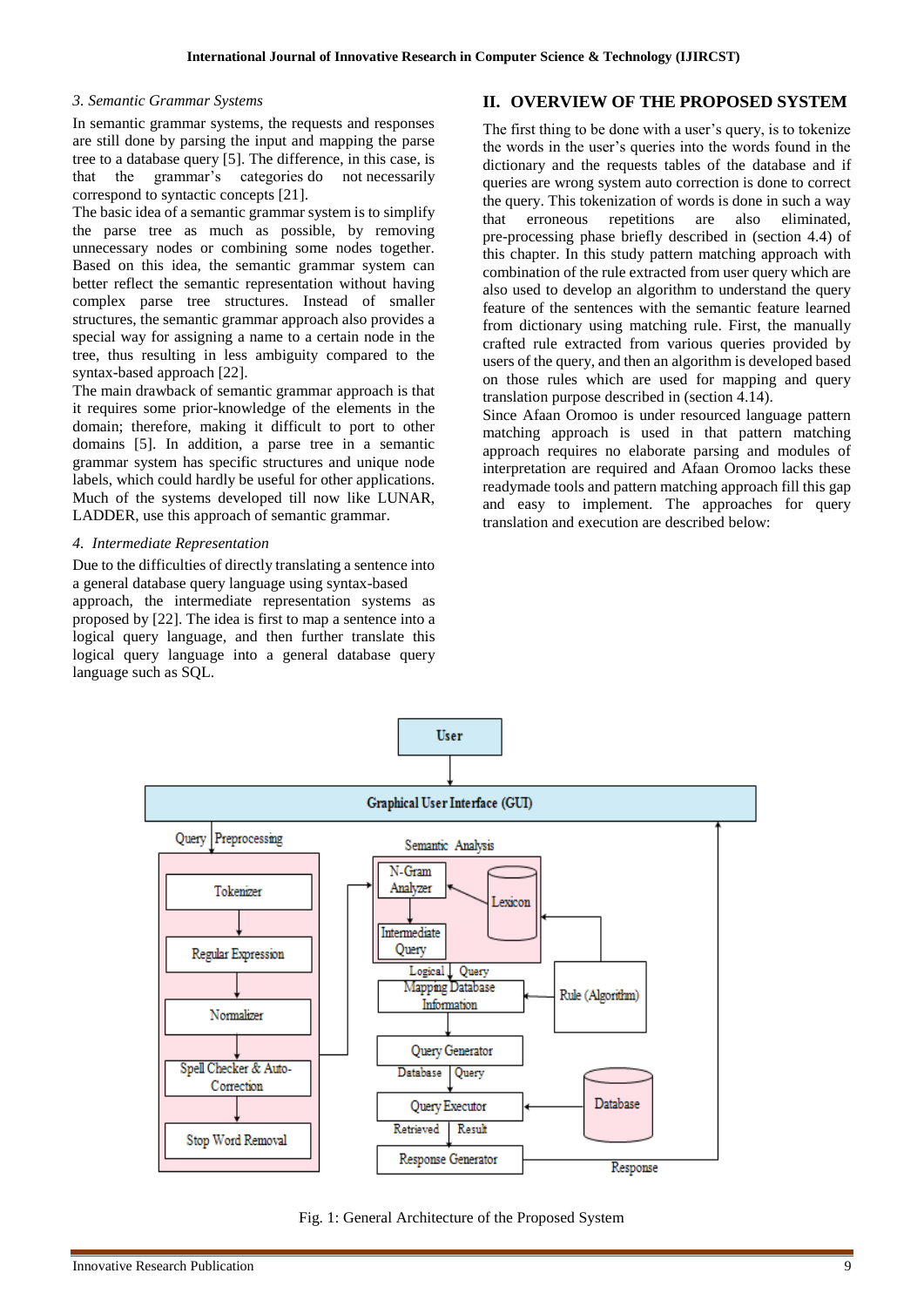*3. Semantic Grammar Systems*

In semantic grammar systems, the requests and responses are still done by parsing the input and mapping the parse tree to a database query [5]. The difference, in this case, is that the grammar's categories do not necessarily correspond to syntactic concepts [21].

The basic idea of a semantic grammar system is to simplify the parse tree as much as possible, by removing unnecessary nodes or combining some nodes together. Based on this idea, the semantic grammar system can better reflect the semantic representation without having complex parse tree structures. Instead of smaller structures, the semantic grammar approach also provides a special way for assigning a name to a certain node in the tree, thus resulting in less ambiguity compared to the syntax-based approach [22].

The main drawback of semantic grammar approach is that it requires some prior-knowledge of the elements in the domain; therefore, making it difficult to port to other domains [5]. In addition, a parse tree in a semantic grammar system has specific structures and unique node labels, which could hardly be useful for other applications. Much of the systems developed till now like LUNAR, LADDER, use this approach of semantic grammar.

*4. Intermediate Representation*

Due to the difficulties of directly translating a sentence into a general database query language using syntax-based approach, the intermediate representation systems as proposed by [22]. The idea is first to map a sentence into a logical query language, and then further translate this logical query language into a general database query language such as SQL.

## II. OVERVIEW OF THE PROPOSED SYSTEM

The first thing to be done with a user's query, is to tokenize the words in the user's queries into the words found in the dictionary and the requests tables of the database and if queries are wrong system auto correction is done to correct the query. This tokenization of words is done in such a way that erroneous repetitions are also eliminated, pre-processing phase briefly described in (section 4.4) of this chapter. In this study pattern matching approach with combination of the rule extracted from user query which are also used to develop an algorithm to understand the query feature of the sentences with the semantic feature learned from dictionary using matching rule. First, the manually crafted rule extracted from various queries provided by users of the query, and then an algorithm is developed based on those rules which are used for mapping and query translation purpose described in (section 4.14).

Since Afaan Oromoo is under resourced language pattern matching approach is used in that pattern matching approach requires no elaborate parsing and modules of interpretation are required and Afaan Oromoo lacks these readymade tools and pattern matching approach fill this gap and easy to implement. The approaches for query translation and execution are described below:

Fig. 1: General Architecture of the Proposed System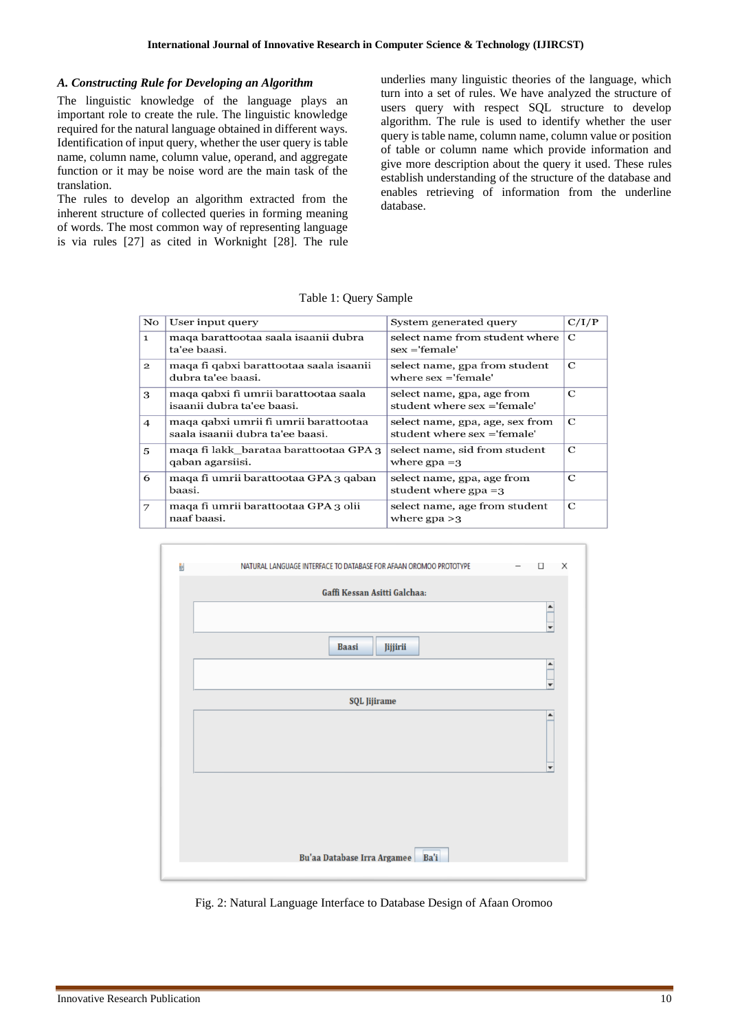### *A. Constructing Rule for Developing an Algorithm*

The linguistic knowledge of the language plays an important role to create the rule. The linguistic knowledge required for the natural language obtained in different ways. Identification of input query, whether the user query is table name, column name, column value, operand, and aggregate function or it may be noise word are the main task of the translation.

The rules to develop an algorithm extracted from the inherent structure of collected queries in forming meaning of words. The most common way of representing language is via rules [27] as cited in Worknight [28]. The rule underlies many linguistic theories of the language, which turn into a set of rules. We have analyzed the structure of users query with respect SQL structure to develop algorithm. The rule is used to identify whether the user query is table name, column name, column value or position of table or column name which provide information and give more description about the query it used. These rules establish understanding of the structure of the database and enables retrieving of information from the underline database.

Table 1: Query Sample

| No | User input query | System generated query | C/I/P |
|---|---|---|---|
| 1 | maqa barattootaa saala isaanii dubra ta'ee baasi. | select name from student where sex ='female' | C |
| 2 | maqa fi qabxi barattootaa saala isaanii dubra ta'ee baasi. | select name, gpa from student where sex ='female' | C |
| 3 | maqa qabxi fi umrii barattootaa saala isaanii dubra ta'ee baasi. | select name, gpa, age from student where sex ='female' | C |
| 4 | maqa qabxi umrii fi umrii barattootaa saala isaanii dubra ta'ee baasi. | select name, gpa, age, sex from student where sex ='female' | C |
| 5 | maqa fi lakk_barataa barattootaa GPA 3 qaban agarsiisi. | select name, sid from student where gpa =3 | C |
| 6 | maqa fi umrii barattootaa GPA 3 qaban baasi. | select name, gpa, age from student where gpa =3 | C |
| 7 | maqa fi umrii barattootaa GPA 3 olii naaf baasi. | select name, age from student where gpa >3 | C |

Fig. 2: Natural Language Interface to Database Design of Afaan Oromoo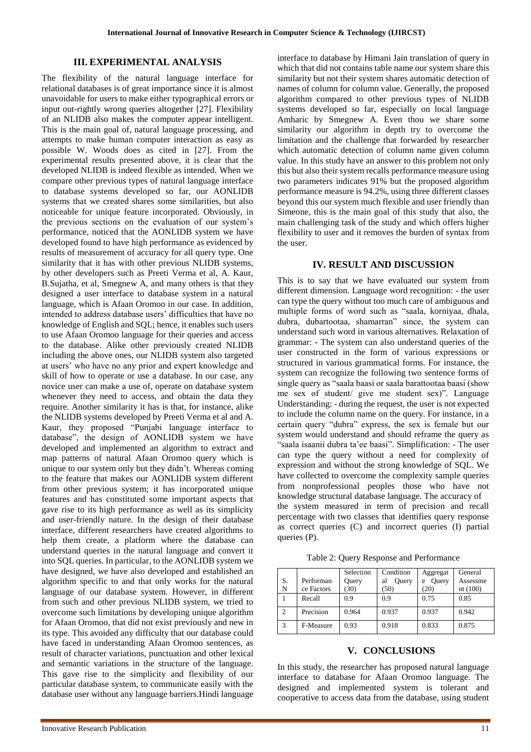## III. EXPERIMENTAL ANALYSIS

The flexibility of the natural language interface for relational databases is of great importance since it is almost unavoidable for users to make either typographical errors or input out-rightly wrong queries altogether [27]. Flexibility of an NLIDB also makes the computer appear intelligent. This is the main goal of, natural language processing, and attempts to make human computer interaction as easy as possible W. Woods does as cited in [27]. From the experimental results presented above, it is clear that the developed NLIDB is indeed flexible as intended. When we compare other previous types of natural language interface to database systems developed so far, our AONLIDB systems that we created shares some similarities, but also noticeable for unique feature incorporated. Obviously, in the previous sections on the evaluation of our system's performance, noticed that the AONLIDB system we have developed found to have high performance as evidenced by results of measurement of accuracy for all query type. One similarity that it has with other previous NLIDB systems, by other developers such as Preeti Verma et al, A. Kaur, B.Sujatha, et al, Smegnew A, and many others is that they designed a user interface to database system in a natural language, which is Afaan Oromoo in our case. In addition, intended to address database users' difficulties that have no knowledge of English and SQL; hence, it enables such users to use Afaan Oromoo language for their queries and access to the database. Alike other previously created NLIDB including the above ones, our NLIDB system also targeted at users' who have no any prior and expert knowledge and skill of how to operate or use a database. In our case, any novice user can make a use of, operate on database system whenever they need to access, and obtain the data they require. Another similarity it has is that, for instance, alike the NLIDB systems developed by Preeti Verma et al and A. Kaur, they proposed "Punjabi language interface to database", the design of AONLIDB system we have developed and implemented an algorithm to extract and map patterns of natural Afaan Oromoo query which is unique to our system only but they didn't. Whereas coming to the feature that makes our AONLIDB system different from other previous system; it has incorporated unique features and has constituted some important aspects that gave rise to its high performance as well as its simplicity and user-friendly nature. In the design of their database interface, different researchers have created algorithms to help them create, a platform where the database can understand queries in the natural language and convert it into SQL queries. In particular, to the AONLIDB system we have designed, we have also developed and established an algorithm specific to and that only works for the natural language of our database system. However, in different from such and other previous NLIDB system, we tried to overcome such limitations by developing unique algorithm for Afaan Oromoo, that did not exist previously and new in its type. This avoided any difficulty that our database could have faced in understanding Afaan Oromoo sentences, as result of character variations, punctuation and other lexical and semantic variations in the structure of the language. This gave rise to the simplicity and flexibility of our particular database system, to communicate easily with the database user without any language barriers.Hindi language interface to database by Himani Jain translation of query in which that did not contains table name our system share this similarity but not their system shares automatic detection of names of column for column value. Generally, the proposed algorithm compared to other previous types of NLIDB systems developed so far, especially on local language Amharic by Smegnew A. Even thou we share some similarity our algorithm in depth try to overcome the limitation and the challenge that forwarded by researcher which automatic detection of column name given column value. In this study have an answer to this problem not only this but also their system recalls performance measure using two parameters indicates 91% but the proposed algorithm performance measure is 94.2%, using three different classes beyond this our system much flexible and user friendly than Simeone, this is the main goal of this study that also, the main challenging task of the study and which offers higher flexibility to user and it removes the burden of syntax from the user.

## IV. RESULT AND DISCUSSION

This is to say that we have evaluated our system from different dimension. Language word recognition: - the user can type the query without too much care of ambiguous and multiple forms of word such as "saala, korniyaa, dhala, dubra, dubartootaa, shamarran" since, the system can understand such word in various alternatives. Relaxation of grammar: - The system can also understand queries of the user constructed in the form of various expressions or structured in various grammatical forms. For instance, the system can recognize the following two sentence forms of single query as "saala baasi or saala barattootaa baasi (show me sex of student/ give me student sex)". Language Understanding: - during the request, the user is not expected to include the column name on the query. For instance, in a certain query "dubra" express, the sex is female but our system would understand and should reframe the query as "saala isaanii dubra ta'ee baasi". Simplification: - The user can type the query without a need for complexity of expression and without the strong knowledge of SQL. We have collected to overcome the complexity sample queries from nonprofessional peoples those who have not knowledge structural database language. The accuracy of the system measured in term of precision and recall percentage with two classes that identifies query response as correct queries (C) and incorrect queries (I) partial queries (P).

Table 2: Query Response and Performance

| S. N | Performance Factors | Selection Query (30) | Conditional Query (50) | Aggregate Query (20) | General Assessment (100) |
|---|---|---|---|---|---|
| 1 | Recall | 0.9 | 0.9 | 0.75 | 0.85 |
| 2 | Precision | 0.964 | 0.937 | 0.937 | 0.942 |
| 3 | F-Measure | 0.93 | 0.918 | 0.833 | 0.875 |

## V. CONCLUSIONS

In this study, the researcher has proposed natural language interface to database for Afaan Oromoo language. The designed and implemented system is tolerant and cooperative to access data from the database, using student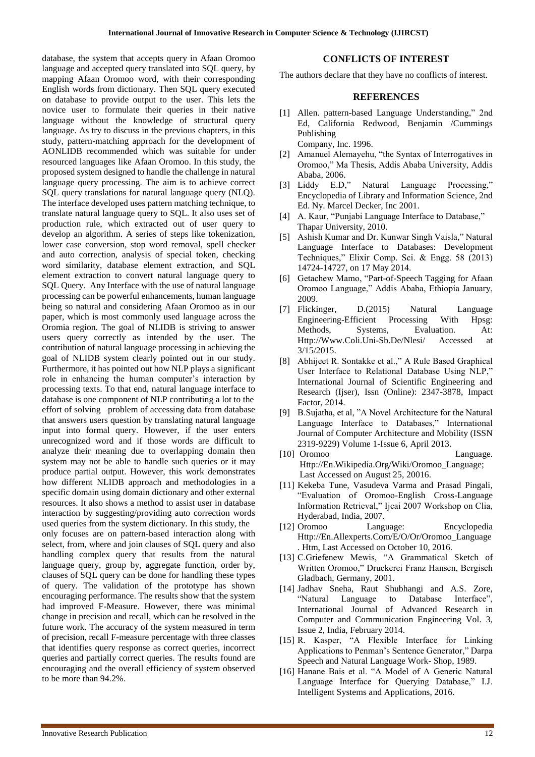database, the system that accepts query in Afaan Oromoo language and accepted query translated into SQL query, by mapping Afaan Oromoo word, with their corresponding English words from dictionary. Then SQL query executed on database to provide output to the user. This lets the novice user to formulate their queries in their native language without the knowledge of structural query language. As try to discuss in the previous chapters, in this study, pattern-matching approach for the development of AONLIDB recommended which was suitable for under resourced languages like Afaan Oromoo. In this study, the proposed system designed to handle the challenge in natural language query processing. The aim is to achieve correct SQL query translations for natural language query (NLQ). The interface developed uses pattern matching technique, to translate natural language query to SQL. It also uses set of production rule, which extracted out of user query to develop an algorithm. A series of steps like tokenization, lower case conversion, stop word removal, spell checker and auto correction, analysis of special token, checking word similarity, database element extraction, and SQL element extraction to convert natural language query to SQL Query. Any Interface with the use of natural language processing can be powerful enhancements, human language being so natural and considering Afaan Oromoo as in our paper, which is most commonly used language across the Oromia region. The goal of NLIDB is striving to answer users query correctly as intended by the user. The contribution of natural language processing in achieving the goal of NLIDB system clearly pointed out in our study. Furthermore, it has pointed out how NLP plays a significant role in enhancing the human computer's interaction by processing texts. To that end, natural language interface to database is one component of NLP contributing a lot to the effort of solving problem of accessing data from database that answers users question by translating natural language input into formal query. However, if the user enters unrecognized word and if those words are difficult to analyze their meaning due to overlapping domain then system may not be able to handle such queries or it may produce partial output. However, this work demonstrates how different NLIDB approach and methodologies in a specific domain using domain dictionary and other external resources. It also shows a method to assist user in database interaction by suggesting/providing auto correction words used queries from the system dictionary. In this study, the only focuses are on pattern-based interaction along with select, from, where and join clauses of SQL query and also handling complex query that results from the natural language query, group by, aggregate function, order by, clauses of SQL query can be done for handling these types of query. The validation of the prototype has shown encouraging performance. The results show that the system had improved F-Measure. However, there was minimal change in precision and recall, which can be resolved in the future work. The accuracy of the system measured in term of precision, recall F-measure percentage with three classes that identifies query response as correct queries, incorrect queries and partially correct queries. The results found are encouraging and the overall efficiency of system observed to be more than 94.2%.

## CONFLICTS OF INTEREST

The authors declare that they have no conflicts of interest.

## REFERENCES

[1] Allen. pattern-based Language Understanding," 2nd Ed, California Redwood, Benjamin /Cummings Publishing Company, Inc. 1996.

[2] Amanuel Alemayehu, "the Syntax of Interrogatives in Oromoo," Ma Thesis, Addis Ababa University, Addis Ababa, 2006.

[3] Liddy E.D," Natural Language Processing," Encyclopedia of Library and Information Science, 2nd Ed. Ny. Marcel Decker, Inc 2001.

[4] A. Kaur, "Punjabi Language Interface to Database," Thapar University, 2010.

[5] Ashish Kumar and Dr. Kunwar Singh Vaisla," Natural Language Interface to Databases: Development Techniques," Elixir Comp. Sci. & Engg. 58 (2013) 14724-14727, on 17 May 2014.

[6] Getachew Mamo, "Part-of-Speech Tagging for Afaan Oromoo Language," Addis Ababa, Ethiopia January, 2009.

[7] Flickinger, D.(2015) Natural Language Engineering-Efficient Processing With Hpsg: Methods, Systems, Evaluation. At: Http://Www.Coli.Uni-Sb.De/Nlesi/ Accessed at 3/15/2015.

[8] Abhijeet R. Sontakke et al.," A Rule Based Graphical User Interface to Relational Database Using NLP," International Journal of Scientific Engineering and Research (Ijser), Issn (Online): 2347-3878, Impact Factor, 2014.

[9] B.Sujatha, et al, "A Novel Architecture for the Natural Language Interface to Databases," International Journal of Computer Architecture and Mobility (ISSN 2319-9229) Volume 1-Issue 6, April 2013.

[10] Oromoo Language. Http://En.Wikipedia.Org/Wiki/Oromoo_Language; Last Accessed on August 25, 20016.

[11] Kekeba Tune, Vasudeva Varma and Prasad Pingali, "Evaluation of Oromoo-English Cross-Language Information Retrieval," Ijcai 2007 Workshop on Clia, Hyderabad, India, 2007.

[12] Oromoo Language: Encyclopedia Http://En.Allexperts.Com/E/O/Or/Oromoo_Language. Htm, Last Accessed on October 10, 2016.

[13] C.Griefenew Mewis, "A Grammatical Sketch of Written Oromoo," Druckerei Franz Hansen, Bergisch Gladbach, Germany, 2001.

[14] Jadhav Sneha, Raut Shubhangi and A.S. Zore, "Natural Language to Database Interface", International Journal of Advanced Research in Computer and Communication Engineering Vol. 3, Issue 2, India, February 2014.

[15] R. Kasper, "A Flexible Interface for Linking Applications to Penman's Sentence Generator," Darpa Speech and Natural Language Work- Shop, 1989.

[16] Hanane Bais et al. "A Model of A Generic Natural Language Interface for Querying Database," I.J. Intelligent Systems and Applications, 2016.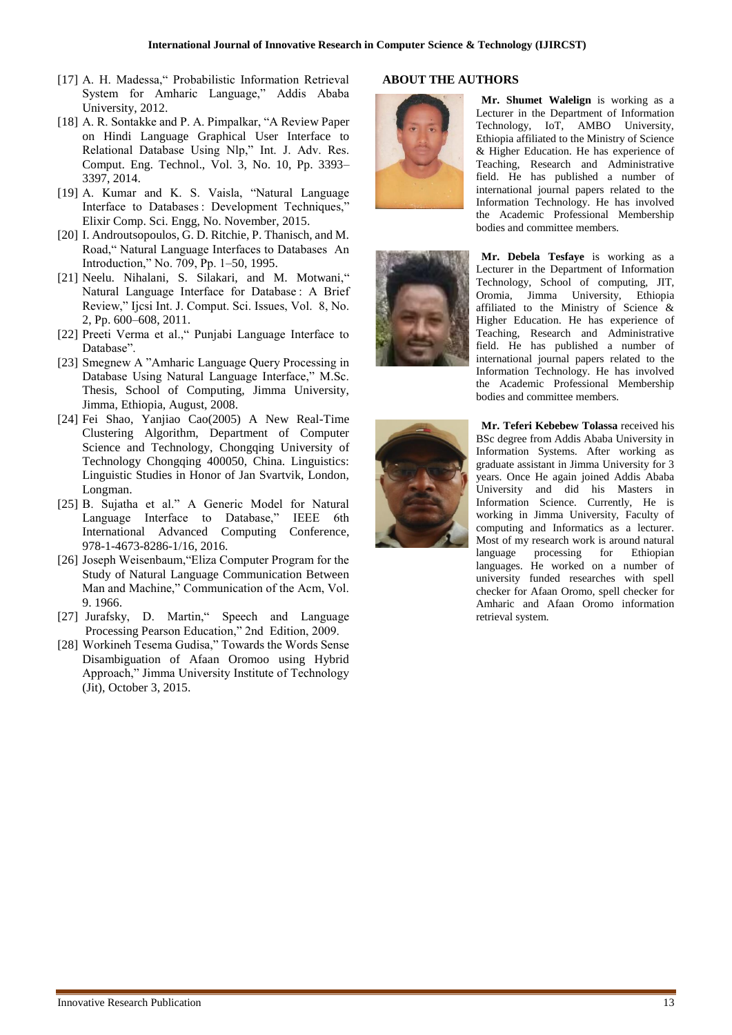[17] A. H. Madessa," Probabilistic Information Retrieval System for Amharic Language," Addis Ababa University, 2012.

[18] A. R. Sontakke and P. A. Pimpalkar, "A Review Paper on Hindi Language Graphical User Interface to Relational Database Using Nlp," Int. J. Adv. Res. Comput. Eng. Technol., Vol. 3, No. 10, Pp. 3393–3397, 2014.

[19] A. Kumar and K. S. Vaisla, "Natural Language Interface to Databases : Development Techniques," Elixir Comp. Sci. Engg, No. November, 2015.

[20] I. Androutsopoulos, G. D. Ritchie, P. Thanisch, and M. Road," Natural Language Interfaces to Databases An Introduction," No. 709, Pp. 1–50, 1995.

[21] Neelu. Nihalani, S. Silakari, and M. Motwani," Natural Language Interface for Database : A Brief Review," Ijcsi Int. J. Comput. Sci. Issues, Vol. 8, No. 2, Pp. 600–608, 2011.

[22] Preeti Verma et al.," Punjabi Language Interface to Database".

[23] Smegnew A "Amharic Language Query Processing in Database Using Natural Language Interface," M.Sc. Thesis, School of Computing, Jimma University, Jimma, Ethiopia, August, 2008.

[24] Fei Shao, Yanjiao Cao(2005) A New Real-Time Clustering Algorithm, Department of Computer Science and Technology, Chongqing University of Technology Chongqing 400050, China. Linguistics: Linguistic Studies in Honor of Jan Svartvik, London, Longman.

[25] B. Sujatha et al." A Generic Model for Natural Language Interface to Database," IEEE 6th International Advanced Computing Conference, 978-1-4673-8286-1/16, 2016.

[26] Joseph Weisenbaum,"Eliza Computer Program for the Study of Natural Language Communication Between Man and Machine," Communication of the Acm, Vol. 9. 1966.

[27] Jurafsky, D. Martin," Speech and Language Processing Pearson Education," 2nd Edition, 2009.

[28] Workineh Tesema Gudisa," Towards the Words Sense Disambiguation of Afaan Oromoo using Hybrid Approach," Jimma University Institute of Technology (Jit), October 3, 2015.

## ABOUT THE AUTHORS

**Mr. Shumet Walelign** is working as a Lecturer in the Department of Information Technology, IoT, AMBO University, Ethiopia affiliated to the Ministry of Science & Higher Education. He has experience of Teaching, Research and Administrative field. He has published a number of international journal papers related to the Information Technology. He has involved the Academic Professional Membership bodies and committee members.

**Mr. Debela Tesfaye** is working as a Lecturer in the Department of Information Technology, School of computing, JIT, Oromia, Jimma University, Ethiopia affiliated to the Ministry of Science & Higher Education. He has experience of Teaching, Research and Administrative field. He has published a number of international journal papers related to the Information Technology. He has involved the Academic Professional Membership bodies and committee members.

**Mr. Teferi Kebebew Tolassa** received his BSc degree from Addis Ababa University in Information Systems. After working as graduate assistant in Jimma University for 3 years. Once He again joined Addis Ababa University and did his Masters in Information Science. Currently, He is working in Jimma University, Faculty of computing and Informatics as a lecturer. Most of my research work is around natural language processing for Ethiopian languages. He worked on a number of university funded researches with spell checker for Afaan Oromo, spell checker for Amharic and Afaan Oromo information retrieval system.